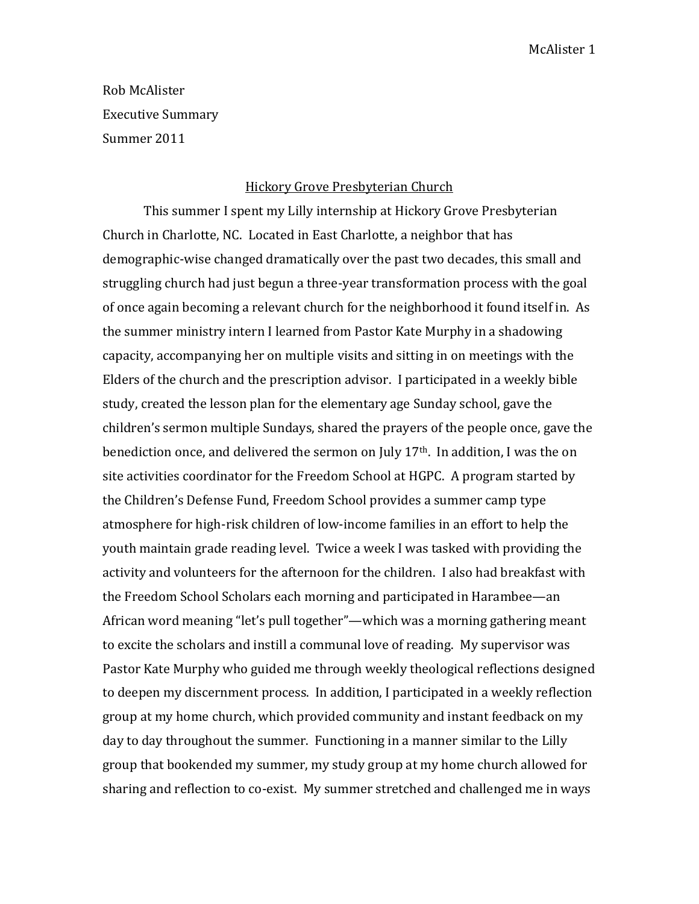Rob McAlister

Executive Summary

Summer 2011

## Hickory Grove Presbyterian Church

This summer I spent my Lilly internship at Hickory Grove Presbyterian Church in Charlotte, NC. Located in East Charlotte, a neighbor that has demographic-wise changed dramatically over the past two decades, this small and struggling church had just begun a three-year transformation process with the goal of once again becoming a relevant church for the neighborhood it found itself in. As the summer ministry intern I learned from Pastor Kate Murphy in a shadowing capacity, accompanying her on multiple visits and sitting in on meetings with the Elders of the church and the prescription advisor. I participated in a weekly bible study, created the lesson plan for the elementary age Sunday school, gave the children's sermon multiple Sundays, shared the prayers of the people once, gave the benediction once, and delivered the sermon on July 17th. In addition, I was the on site activities coordinator for the Freedom School at HGPC. A program started by the Children's Defense Fund, Freedom School provides a summer camp type atmosphere for high-risk children of low-income families in an effort to help the youth maintain grade reading level. Twice a week I was tasked with providing the activity and volunteers for the afternoon for the children. I also had breakfast with the Freedom School Scholars each morning and participated in Harambee—an African word meaning "let's pull together"—which was a morning gathering meant to excite the scholars and instill a communal love of reading. My supervisor was Pastor Kate Murphy who guided me through weekly theological reflections designed to deepen my discernment process. In addition, I participated in a weekly reflection group at my home church, which provided community and instant feedback on my day to day throughout the summer. Functioning in a manner similar to the Lilly group that bookended my summer, my study group at my home church allowed for sharing and reflection to co-exist. My summer stretched and challenged me in ways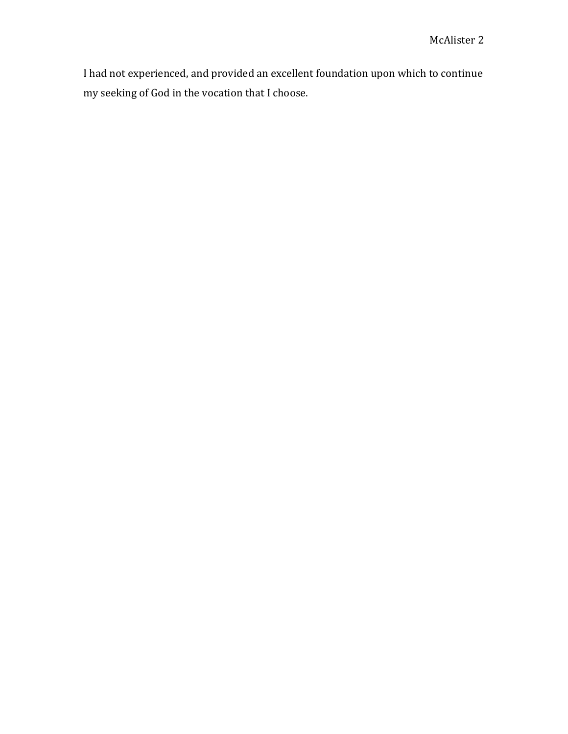I had not experienced, and provided an excellent foundation upon which to continue my seeking of God in the vocation that I choose.